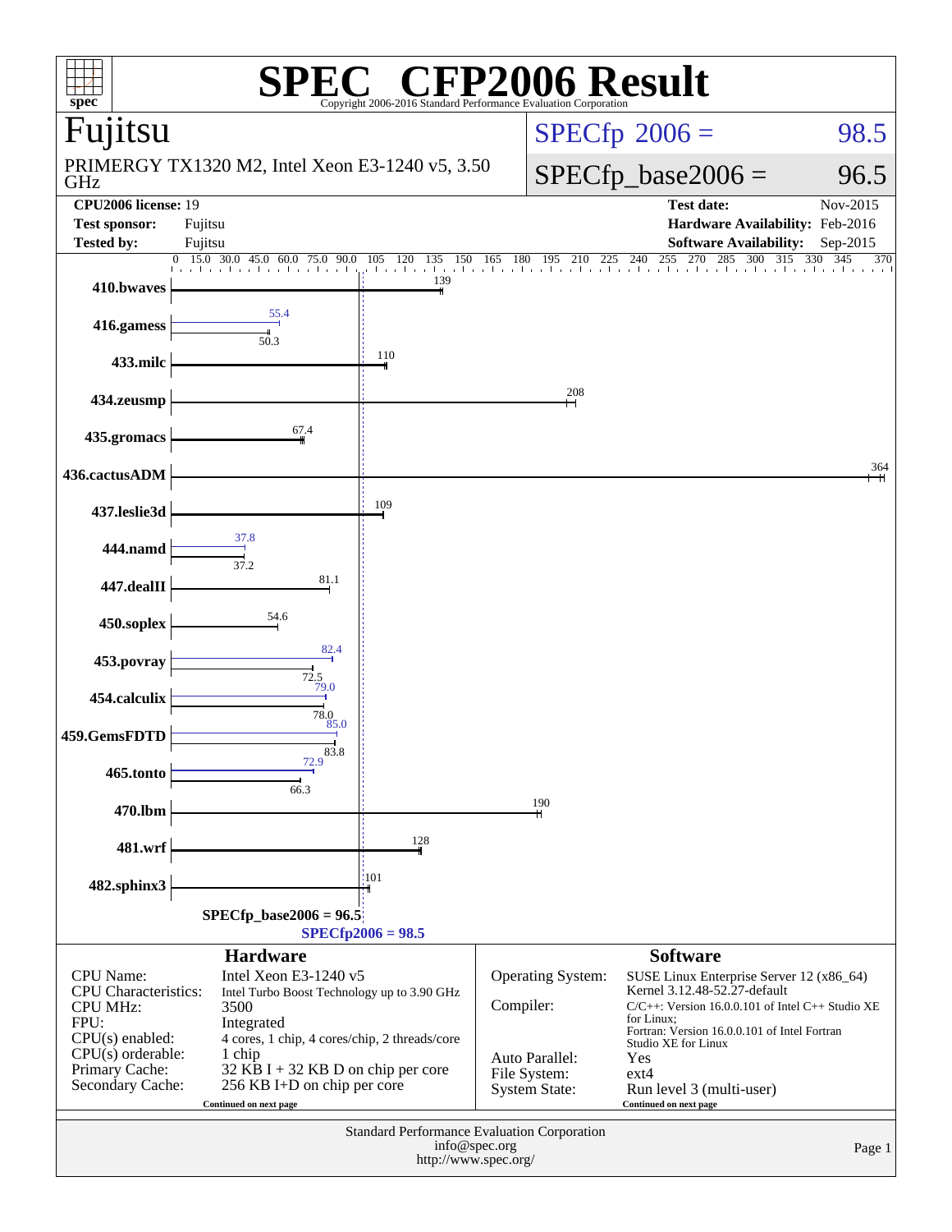# SPEC® CFP2006 Result

Copyright 2006-2016 Standard Performance Evaluation Corporation

## Fujitsu

PRIMERGY TX1320 M2, Intel Xeon E3-1240 v5, 3.50 GHz

SPECfp 2006 = 98.5

SPECfp_base2006 = 96.5

| | | | |
|---|---|---|---|
| **CPU2006 license:** 19 | | **Test date:** | Nov-2015 |
| **Test sponsor:** | Fujitsu | **Hardware Availability:** | Feb-2016 |
| **Tested by:** | Fujitsu | **Software Availability:** | Sep-2015 |

| Benchmark | Peak | Base |
|---|---|---|
| 410.bwaves | | 139 |
| 416.gamess | 55.4 | 50.3 |
| 433.milc | | 110 |
| 434.zeusmp | | 208 |
| 435.gromacs | | 67.4 |
| 436.cactusADM | | 364 |
| 437.leslie3d | | 109 |
| 444.namd | 37.8 | 37.2 |
| 447.dealII | | 81.1 |
| 450.soplex | | 54.6 |
| 453.povray | 82.4 | 72.5 |
| 454.calculix | 79.0 | 78.0 |
| 459.GemsFDTD | 85.0 | 83.8 |
| 465.tonto | 72.9 | 66.3 |
| 470.lbm | | 190 |
| 481.wrf | | 128 |
| 482.sphinx3 | | 101 |

SPECfp_base2006 = 96.5

SPECfp2006 = 98.5

### Hardware

| | |
|---|---|
| CPU Name: | Intel Xeon E3-1240 v5 |
| CPU Characteristics: | Intel Turbo Boost Technology up to 3.90 GHz |
| CPU MHz: | 3500 |
| FPU: | Integrated |
| CPU(s) enabled: | 4 cores, 1 chip, 4 cores/chip, 2 threads/core |
| CPU(s) orderable: | 1 chip |
| Primary Cache: | 32 KB I + 32 KB D on chip per core |
| Secondary Cache: | 256 KB I+D on chip per core |

Continued on next page

### Software

| | |
|---|---|
| Operating System: | SUSE Linux Enterprise Server 12 (x86_64) Kernel 3.12.48-52.27-default |
| Compiler: | C/C++: Version 16.0.0.101 of Intel C++ Studio XE for Linux; Fortran: Version 16.0.0.101 of Intel Fortran Studio XE for Linux |
| Auto Parallel: | Yes |
| File System: | ext4 |
| System State: | Run level 3 (multi-user) |

Continued on next page

Standard Performance Evaluation Corporation
info@spec.org
http://www.spec.org/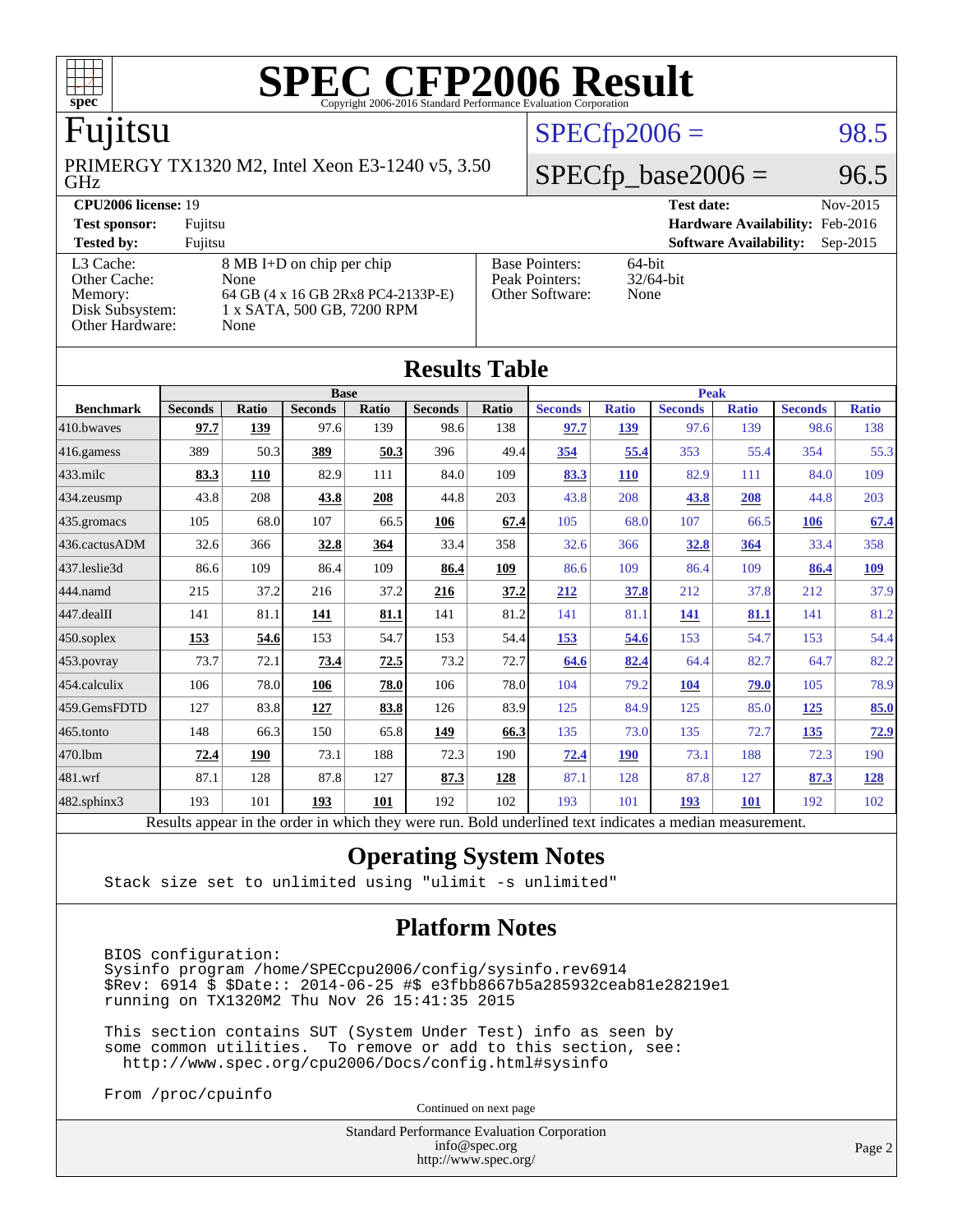# SPEC CFP2006 Result

Copyright 2006-2016 Standard Performance Evaluation Corporation

## Fujitsu

PRIMERGY TX1320 M2, Intel Xeon E3-1240 v5, 3.50 GHz

SPECfp2006 = 98.5

SPECfp_base2006 = 96.5

| | | | |
|---|---|---|---|
| **CPU2006 license:** 19 | | **Test date:** | Nov-2015 |
| **Test sponsor:** | Fujitsu | **Hardware Availability:** | Feb-2016 |
| **Tested by:** | Fujitsu | **Software Availability:** | Sep-2015 |

| | |
|---|---|
| L3 Cache: | 8 MB I+D on chip per chip |
| Other Cache: | None |
| Memory: | 64 GB (4 x 16 GB 2Rx8 PC4-2133P-E) |
| Disk Subsystem: | 1 x SATA, 500 GB, 7200 RPM |
| Other Hardware: | None |

| | |
|---|---|
| Base Pointers: | 64-bit |
| Peak Pointers: | 32/64-bit |
| Other Software: | None |

## Results Table

| Benchmark | Base | | | | | | Peak | | | | | |
|---|---|---|---|---|---|---|---|---|---|---|---|---|
| | Seconds | Ratio | Seconds | Ratio | Seconds | Ratio | Seconds | Ratio | Seconds | Ratio | Seconds | Ratio |
| 410.bwaves | **97.7** | **139** | 97.6 | 139 | 98.6 | 138 | **97.7** | **139** | 97.6 | 139 | 98.6 | 138 |
| 416.gamess | 389 | 50.3 | **389** | **50.3** | 396 | 49.4 | **354** | **55.4** | 353 | 55.4 | 354 | 55.3 |
| 433.milc | **83.3** | **110** | 82.9 | 111 | 84.0 | 109 | **83.3** | **110** | 82.9 | 111 | 84.0 | 109 |
| 434.zeusmp | 43.8 | 208 | **43.8** | **208** | 44.8 | 203 | 43.8 | 208 | **43.8** | **208** | 44.8 | 203 |
| 435.gromacs | 105 | 68.0 | 107 | 66.5 | **106** | **67.4** | 105 | 68.0 | 107 | 66.5 | **106** | **67.4** |
| 436.cactusADM | 32.6 | 366 | **32.8** | **364** | 33.4 | 358 | 32.6 | 366 | **32.8** | **364** | 33.4 | 358 |
| 437.leslie3d | 86.6 | 109 | 86.4 | 109 | **86.4** | **109** | 86.6 | 109 | 86.4 | 109 | **86.4** | **109** |
| 444.namd | 215 | 37.2 | 216 | 37.2 | **216** | **37.2** | **212** | **37.8** | 212 | 37.8 | 212 | 37.9 |
| 447.dealII | 141 | 81.1 | **141** | **81.1** | 141 | 81.2 | 141 | 81.1 | **141** | **81.1** | 141 | 81.2 |
| 450.soplex | **153** | **54.6** | 153 | 54.7 | 153 | 54.4 | **153** | **54.6** | 153 | 54.7 | 153 | 54.4 |
| 453.povray | 73.7 | 72.1 | **73.4** | **72.5** | 73.2 | 72.7 | **64.6** | **82.4** | 64.4 | 82.7 | 64.7 | 82.2 |
| 454.calculix | 106 | 78.0 | **106** | **78.0** | 106 | 78.0 | 104 | 79.2 | **104** | **79.0** | 105 | 78.9 |
| 459.GemsFDTD | 127 | 83.8 | **127** | **83.8** | 126 | 83.9 | 125 | 84.9 | 125 | 85.0 | **125** | **85.0** |
| 465.tonto | 148 | 66.3 | 150 | 65.8 | **149** | **66.3** | 135 | 73.0 | 135 | 72.7 | **135** | **72.9** |
| 470.lbm | **72.4** | **190** | 73.1 | 188 | 72.3 | 190 | **72.4** | **190** | 73.1 | 188 | 72.3 | 190 |
| 481.wrf | 87.1 | 128 | 87.8 | 127 | **87.3** | **128** | 87.1 | 128 | 87.8 | 127 | **87.3** | **128** |
| 482.sphinx3 | 193 | 101 | **193** | **101** | 192 | 102 | 193 | 101 | **193** | **101** | 192 | 102 |

Results appear in the order in which they were run. Bold underlined text indicates a median measurement.

## Operating System Notes

```
Stack size set to unlimited using "ulimit -s unlimited"
```

## Platform Notes

```
BIOS configuration:
Sysinfo program /home/SPECcpu2006/config/sysinfo.rev6914
$Rev: 6914 $ $Date:: 2014-06-25 #$ e3fbb8667b5a285932ceab81e28219e1
running on TX1320M2 Thu Nov 26 15:41:35 2015

This section contains SUT (System Under Test) info as seen by
some common utilities.  To remove or add to this section, see:
  http://www.spec.org/cpu2006/Docs/config.html#sysinfo

From /proc/cpuinfo
```

Continued on next page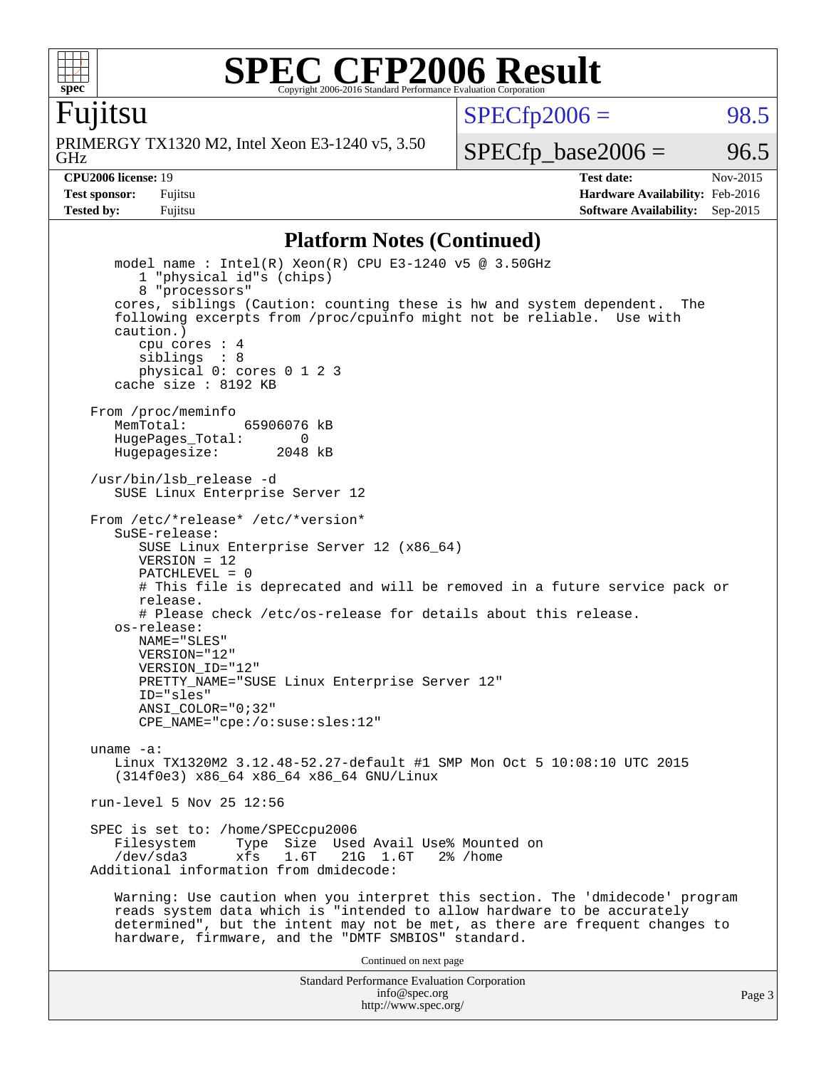# SPEC CFP2006 Result

Copyright 2006-2016 Standard Performance Evaluation Corporation

## Fujitsu

PRIMERGY TX1320 M2, Intel Xeon E3-1240 v5, 3.50 GHz

SPECfp2006 = 98.5

SPECfp_base2006 = 96.5

| | | | |
|---|---|---|---|
| **CPU2006 license:** 19 | | **Test date:** | Nov-2015 |
| **Test sponsor:** | Fujitsu | **Hardware Availability:** | Feb-2016 |
| **Tested by:** | Fujitsu | **Software Availability:** | Sep-2015 |

## Platform Notes (Continued)

```
    model name : Intel(R) Xeon(R) CPU E3-1240 v5 @ 3.50GHz
       1 "physical id"s (chips)
       8 "processors"
    cores, siblings (Caution: counting these is hw and system dependent.  The
    following excerpts from /proc/cpuinfo might not be reliable.  Use with
    caution.)
       cpu cores : 4
       siblings  : 8
       physical 0: cores 0 1 2 3
    cache size : 8192 KB

 From /proc/meminfo
    MemTotal:       65906076 kB
    HugePages_Total:       0
    Hugepagesize:       2048 kB

 /usr/bin/lsb_release -d
    SUSE Linux Enterprise Server 12

 From /etc/*release* /etc/*version*
    SuSE-release:
       SUSE Linux Enterprise Server 12 (x86_64)
       VERSION = 12
       PATCHLEVEL = 0
       # This file is deprecated and will be removed in a future service pack or
       release.
       # Please check /etc/os-release for details about this release.
    os-release:
       NAME="SLES"
       VERSION="12"
       VERSION_ID="12"
       PRETTY_NAME="SUSE Linux Enterprise Server 12"
       ID="sles"
       ANSI_COLOR="0;32"
       CPE_NAME="cpe:/o:suse:sles:12"

 uname -a:
    Linux TX1320M2 3.12.48-52.27-default #1 SMP Mon Oct 5 10:08:10 UTC 2015
    (314f0e3) x86_64 x86_64 x86_64 GNU/Linux

 run-level 5 Nov 25 12:56

 SPEC is set to: /home/SPECcpu2006
    Filesystem     Type  Size  Used Avail Use% Mounted on
    /dev/sda3      xfs   1.6T   21G  1.6T   2% /home
 Additional information from dmidecode:

    Warning: Use caution when you interpret this section. The 'dmidecode' program
    reads system data which is "intended to allow hardware to be accurately
    determined", but the intent may not be met, as there are frequent changes to
    hardware, firmware, and the "DMTF SMBIOS" standard.
```

Continued on next page

Standard Performance Evaluation Corporation
info@spec.org
http://www.spec.org/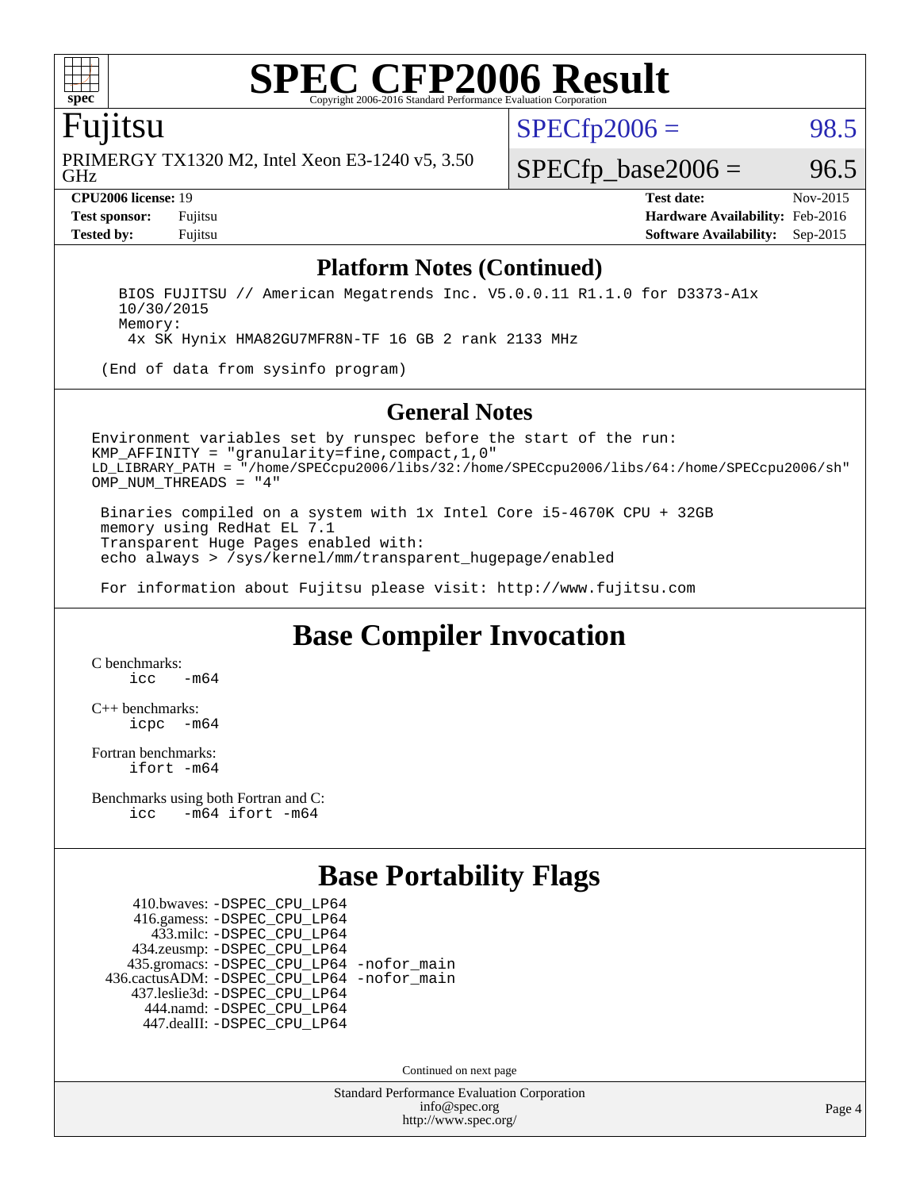# SPEC CFP2006 Result

Copyright 2006-2016 Standard Performance Evaluation Corporation

## Fujitsu

PRIMERGY TX1320 M2, Intel Xeon E3-1240 v5, 3.50 GHz

SPECfp2006 = 98.5

SPECfp_base2006 = 96.5

| | | | |
|---|---|---|---|
| **CPU2006 license:** 19 | | **Test date:** | Nov-2015 |
| **Test sponsor:** | Fujitsu | **Hardware Availability:** | Feb-2016 |
| **Tested by:** | Fujitsu | **Software Availability:** | Sep-2015 |

## Platform Notes (Continued)

```
    BIOS FUJITSU // American Megatrends Inc. V5.0.0.11 R1.1.0 for D3373-A1x
    10/30/2015
    Memory:
     4x SK Hynix HMA82GU7MFR8N-TF 16 GB 2 rank 2133 MHz

  (End of data from sysinfo program)
```

## General Notes

```
Environment variables set by runspec before the start of the run:
KMP_AFFINITY = "granularity=fine,compact,1,0"
LD_LIBRARY_PATH = "/home/SPECcpu2006/libs/32:/home/SPECcpu2006/libs/64:/home/SPECcpu2006/sh"
OMP_NUM_THREADS = "4"

 Binaries compiled on a system with 1x Intel Core i5-4670K CPU + 32GB
 memory using RedHat EL 7.1
 Transparent Huge Pages enabled with:
 echo always > /sys/kernel/mm/transparent_hugepage/enabled

 For information about Fujitsu please visit: http://www.fujitsu.com
```

## Base Compiler Invocation

C benchmarks:
```
icc   -m64
```

C++ benchmarks:
```
icpc  -m64
```

Fortran benchmarks:
```
ifort -m64
```

Benchmarks using both Fortran and C:
```
icc   -m64 ifort -m64
```

## Base Portability Flags

```
    410.bwaves: -DSPEC_CPU_LP64
    416.gamess: -DSPEC_CPU_LP64
      433.milc: -DSPEC_CPU_LP64
    434.zeusmp: -DSPEC_CPU_LP64
   435.gromacs: -DSPEC_CPU_LP64 -nofor_main
436.cactusADM: -DSPEC_CPU_LP64 -nofor_main
   437.leslie3d: -DSPEC_CPU_LP64
      444.namd: -DSPEC_CPU_LP64
    447.dealII: -DSPEC_CPU_LP64
```

Continued on next page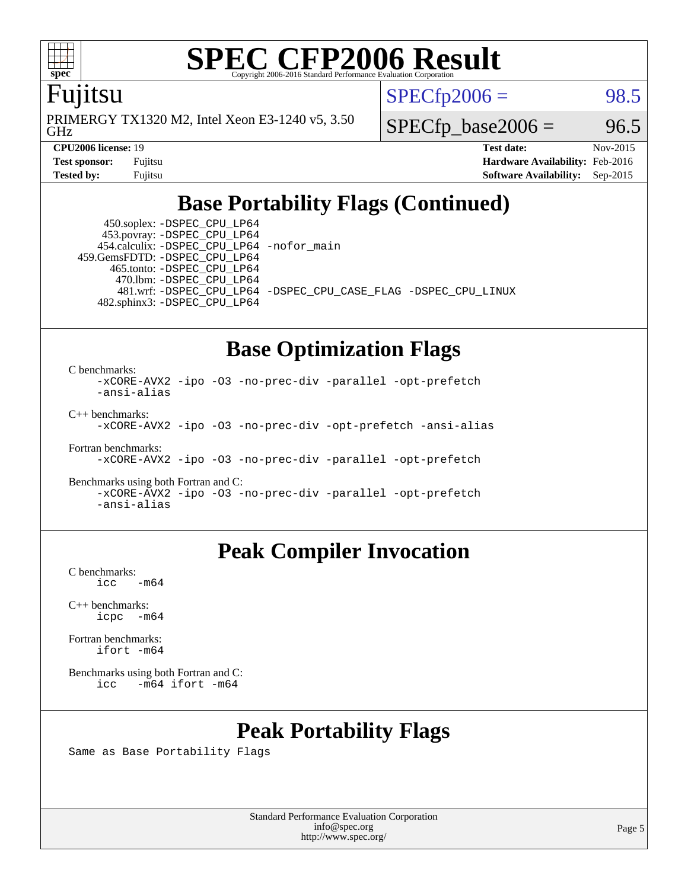# SPEC CFP2006 Result

Copyright 2006-2016 Standard Performance Evaluation Corporation

**Fujitsu**

PRIMERGY TX1320 M2, Intel Xeon E3-1240 v5, 3.50 GHz

SPECfp2006 = 98.5

SPECfp_base2006 = 96.5

| | | | |
|---|---|---|---|
| **CPU2006 license:** 19 | | **Test date:** | Nov-2015 |
| **Test sponsor:** | Fujitsu | **Hardware Availability:** | Feb-2016 |
| **Tested by:** | Fujitsu | **Software Availability:** | Sep-2015 |

## Base Portability Flags (Continued)

```
     450.soplex: -DSPEC_CPU_LP64
     453.povray: -DSPEC_CPU_LP64
   454.calculix: -DSPEC_CPU_LP64 -nofor_main
  459.GemsFDTD: -DSPEC_CPU_LP64
      465.tonto: -DSPEC_CPU_LP64
        470.lbm: -DSPEC_CPU_LP64
        481.wrf: -DSPEC_CPU_LP64 -DSPEC_CPU_CASE_FLAG -DSPEC_CPU_LINUX
   482.sphinx3: -DSPEC_CPU_LP64
```

## Base Optimization Flags

C benchmarks:
```
-xCORE-AVX2 -ipo -O3 -no-prec-div -parallel -opt-prefetch
-ansi-alias
```

C++ benchmarks:
```
-xCORE-AVX2 -ipo -O3 -no-prec-div -opt-prefetch -ansi-alias
```

Fortran benchmarks:
```
-xCORE-AVX2 -ipo -O3 -no-prec-div -parallel -opt-prefetch
```

Benchmarks using both Fortran and C:
```
-xCORE-AVX2 -ipo -O3 -no-prec-div -parallel -opt-prefetch
-ansi-alias
```

## Peak Compiler Invocation

C benchmarks:
```
icc   -m64
```

C++ benchmarks:
```
icpc  -m64
```

Fortran benchmarks:
```
ifort -m64
```

Benchmarks using both Fortran and C:
```
icc   -m64 ifort -m64
```

## Peak Portability Flags

Same as Base Portability Flags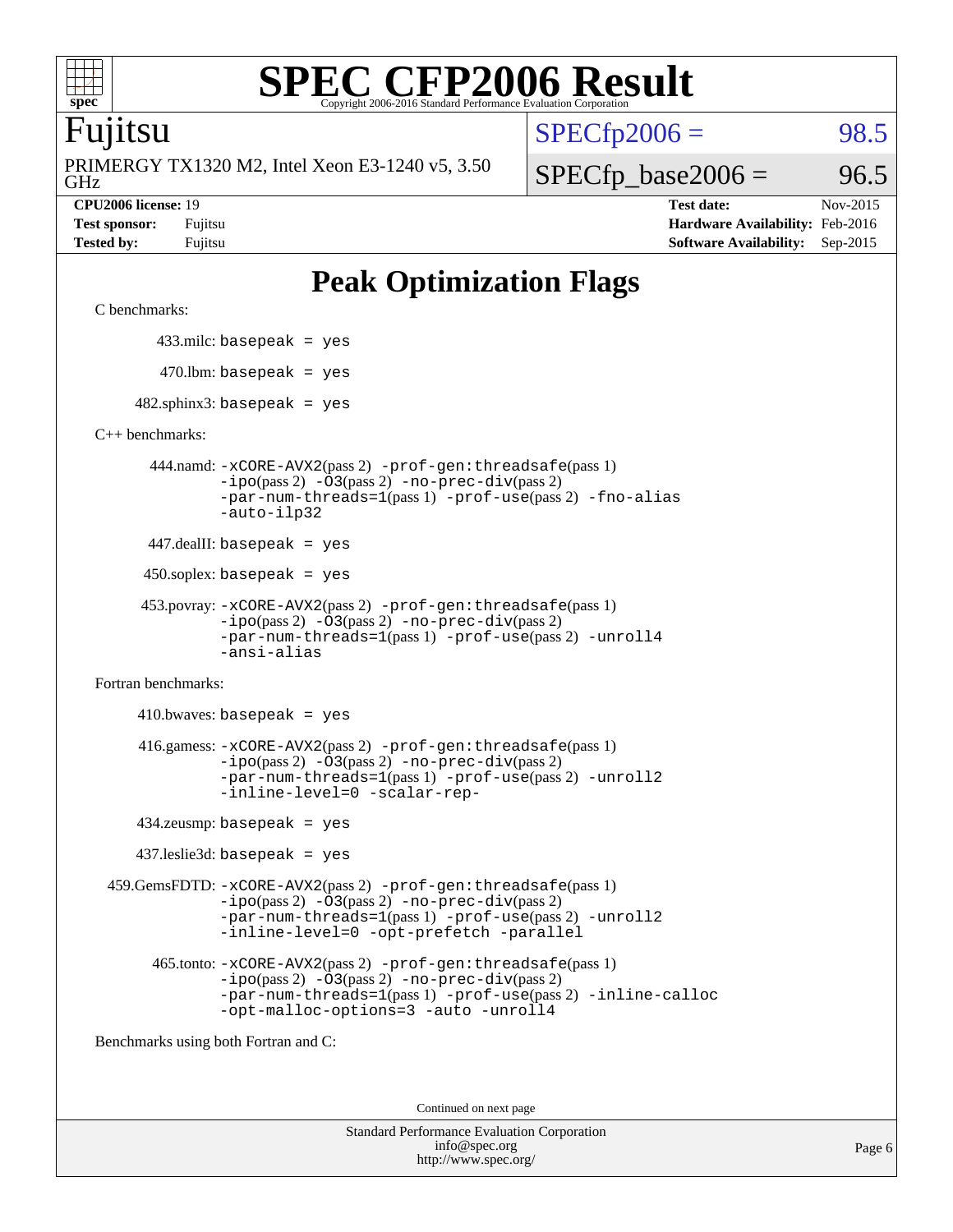# SPEC CFP2006 Result

Copyright 2006-2016 Standard Performance Evaluation Corporation

## Fujitsu

PRIMERGY TX1320 M2, Intel Xeon E3-1240 v5, 3.50 GHz

SPECfp2006 = 98.5

SPECfp_base2006 = 96.5

| | | | |
|---|---|---|---|
| **CPU2006 license:** 19 | | **Test date:** | Nov-2015 |
| **Test sponsor:** | Fujitsu | **Hardware Availability:** | Feb-2016 |
| **Tested by:** | Fujitsu | **Software Availability:** | Sep-2015 |

## Peak Optimization Flags

C benchmarks:

433.milc: basepeak = yes

470.lbm: basepeak = yes

482.sphinx3: basepeak = yes

C++ benchmarks:

444.namd: -xCORE-AVX2(pass 2) -prof-gen:threadsafe(pass 1) -ipo(pass 2) -O3(pass 2) -no-prec-div(pass 2) -par-num-threads=1(pass 1) -prof-use(pass 2) -fno-alias -auto-ilp32

447.dealII: basepeak = yes

450.soplex: basepeak = yes

453.povray: -xCORE-AVX2(pass 2) -prof-gen:threadsafe(pass 1) -ipo(pass 2) -O3(pass 2) -no-prec-div(pass 2) -par-num-threads=1(pass 1) -prof-use(pass 2) -unroll4 -ansi-alias

Fortran benchmarks:

410.bwaves: basepeak = yes

416.gamess: -xCORE-AVX2(pass 2) -prof-gen:threadsafe(pass 1) -ipo(pass 2) -O3(pass 2) -no-prec-div(pass 2) -par-num-threads=1(pass 1) -prof-use(pass 2) -unroll2 -inline-level=0 -scalar-rep-

434.zeusmp: basepeak = yes

437.leslie3d: basepeak = yes

459.GemsFDTD: -xCORE-AVX2(pass 2) -prof-gen:threadsafe(pass 1) -ipo(pass 2) -O3(pass 2) -no-prec-div(pass 2) -par-num-threads=1(pass 1) -prof-use(pass 2) -unroll2 -inline-level=0 -opt-prefetch -parallel

465.tonto: -xCORE-AVX2(pass 2) -prof-gen:threadsafe(pass 1) -ipo(pass 2) -O3(pass 2) -no-prec-div(pass 2) -par-num-threads=1(pass 1) -prof-use(pass 2) -inline-calloc -opt-malloc-options=3 -auto -unroll4

Benchmarks using both Fortran and C:

Continued on next page

Standard Performance Evaluation Corporation
info@spec.org
http://www.spec.org/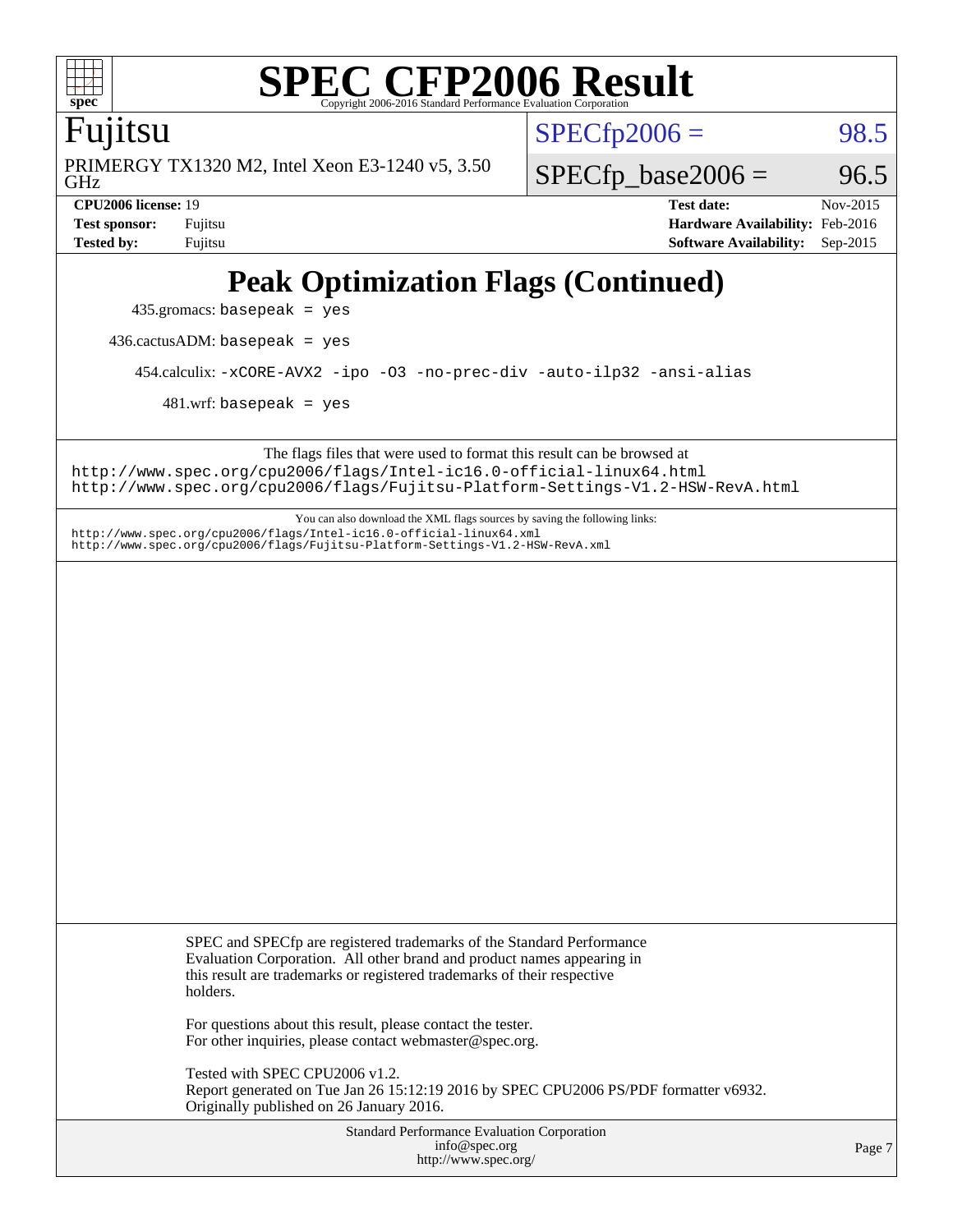# SPEC CFP2006 Result

Copyright 2006-2016 Standard Performance Evaluation Corporation

## Fujitsu

PRIMERGY TX1320 M2, Intel Xeon E3-1240 v5, 3.50 GHz

SPECfp2006 = 98.5

SPECfp_base2006 = 96.5

| | | | |
|---|---|---|---|
| **CPU2006 license:** 19 | | **Test date:** | Nov-2015 |
| **Test sponsor:** | Fujitsu | **Hardware Availability:** | Feb-2016 |
| **Tested by:** | Fujitsu | **Software Availability:** | Sep-2015 |

# Peak Optimization Flags (Continued)

435.gromacs: basepeak = yes

436.cactusADM: basepeak = yes

454.calculix: -xCORE-AVX2 -ipo -O3 -no-prec-div -auto-ilp32 -ansi-alias

481.wrf: basepeak = yes

The flags files that were used to format this result can be browsed at
http://www.spec.org/cpu2006/flags/Intel-ic16.0-official-linux64.html
http://www.spec.org/cpu2006/flags/Fujitsu-Platform-Settings-V1.2-HSW-RevA.html

You can also download the XML flags sources by saving the following links:
http://www.spec.org/cpu2006/flags/Intel-ic16.0-official-linux64.xml
http://www.spec.org/cpu2006/flags/Fujitsu-Platform-Settings-V1.2-HSW-RevA.xml

SPEC and SPECfp are registered trademarks of the Standard Performance Evaluation Corporation. All other brand and product names appearing in this result are trademarks or registered trademarks of their respective holders.

For questions about this result, please contact the tester.
For other inquiries, please contact webmaster@spec.org.

Tested with SPEC CPU2006 v1.2.
Report generated on Tue Jan 26 15:12:19 2016 by SPEC CPU2006 PS/PDF formatter v6932.
Originally published on 26 January 2016.

Standard Performance Evaluation Corporation
info@spec.org
http://www.spec.org/